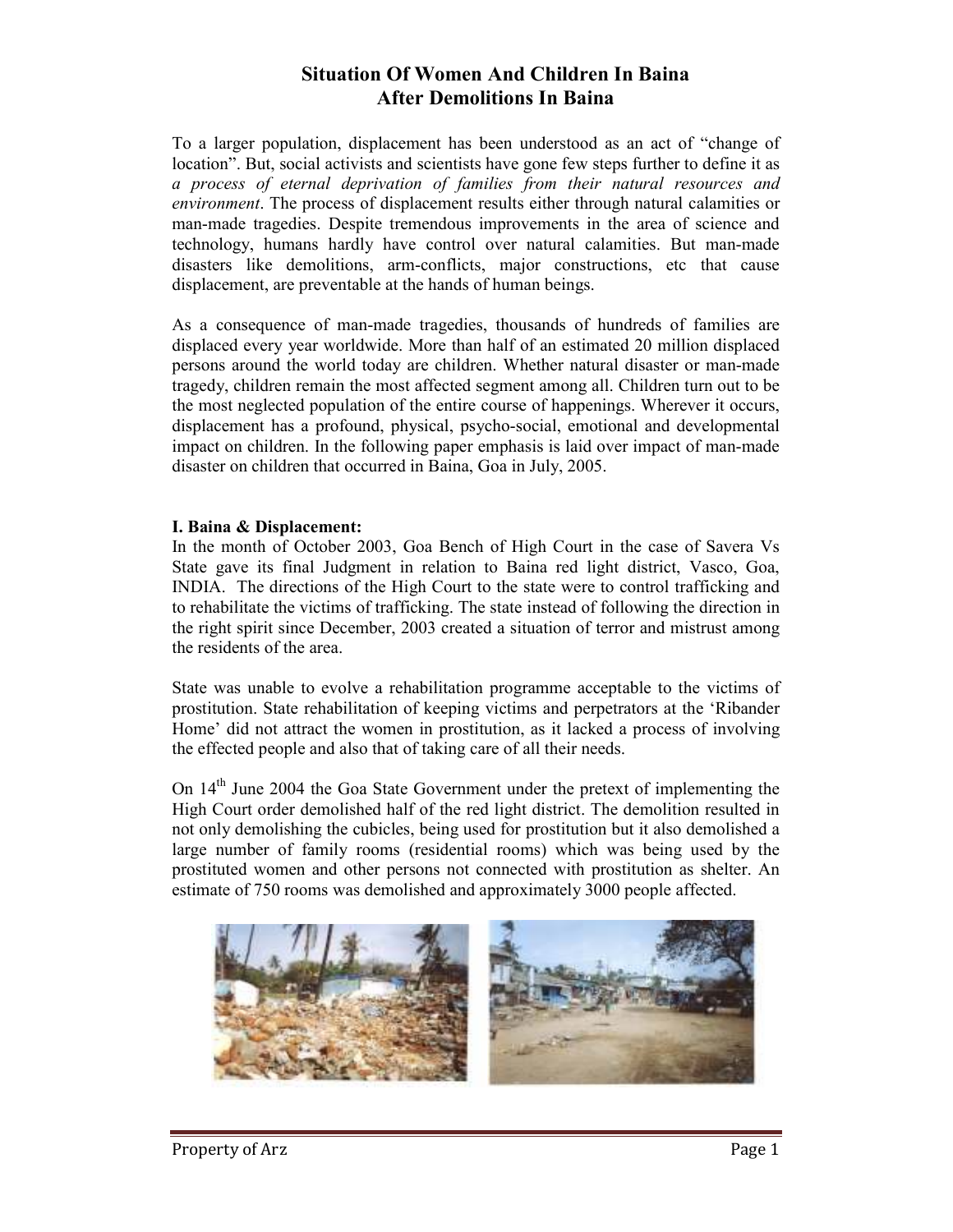# Situation Of Women And Children In Baina
# After Demolitions In Baina

To a larger population, displacement has been understood as an act of "change of location". But, social activists and scientists have gone few steps further to define it as *a process of eternal deprivation of families from their natural resources and environment*. The process of displacement results either through natural calamities or man-made tragedies. Despite tremendous improvements in the area of science and technology, humans hardly have control over natural calamities. But man-made disasters like demolitions, arm-conflicts, major constructions, etc that cause displacement, are preventable at the hands of human beings.

As a consequence of man-made tragedies, thousands of hundreds of families are displaced every year worldwide. More than half of an estimated 20 million displaced persons around the world today are children. Whether natural disaster or man-made tragedy, children remain the most affected segment among all. Children turn out to be the most neglected population of the entire course of happenings. Wherever it occurs, displacement has a profound, physical, psycho-social, emotional and developmental impact on children. In the following paper emphasis is laid over impact of man-made disaster on children that occurred in Baina, Goa in July, 2005.

**I. Baina & Displacement:**

In the month of October 2003, Goa Bench of High Court in the case of Savera Vs State gave its final Judgment in relation to Baina red light district, Vasco, Goa, INDIA. The directions of the High Court to the state were to control trafficking and to rehabilitate the victims of trafficking. The state instead of following the direction in the right spirit since December, 2003 created a situation of terror and mistrust among the residents of the area.

State was unable to evolve a rehabilitation programme acceptable to the victims of prostitution. State rehabilitation of keeping victims and perpetrators at the 'Ribander Home' did not attract the women in prostitution, as it lacked a process of involving the effected people and also that of taking care of all their needs.

On 14th June 2004 the Goa State Government under the pretext of implementing the High Court order demolished half of the red light district. The demolition resulted in not only demolishing the cubicles, being used for prostitution but it also demolished a large number of family rooms (residential rooms) which was being used by the prostituted women and other persons not connected with prostitution as shelter. An estimate of 750 rooms was demolished and approximately 3000 people affected.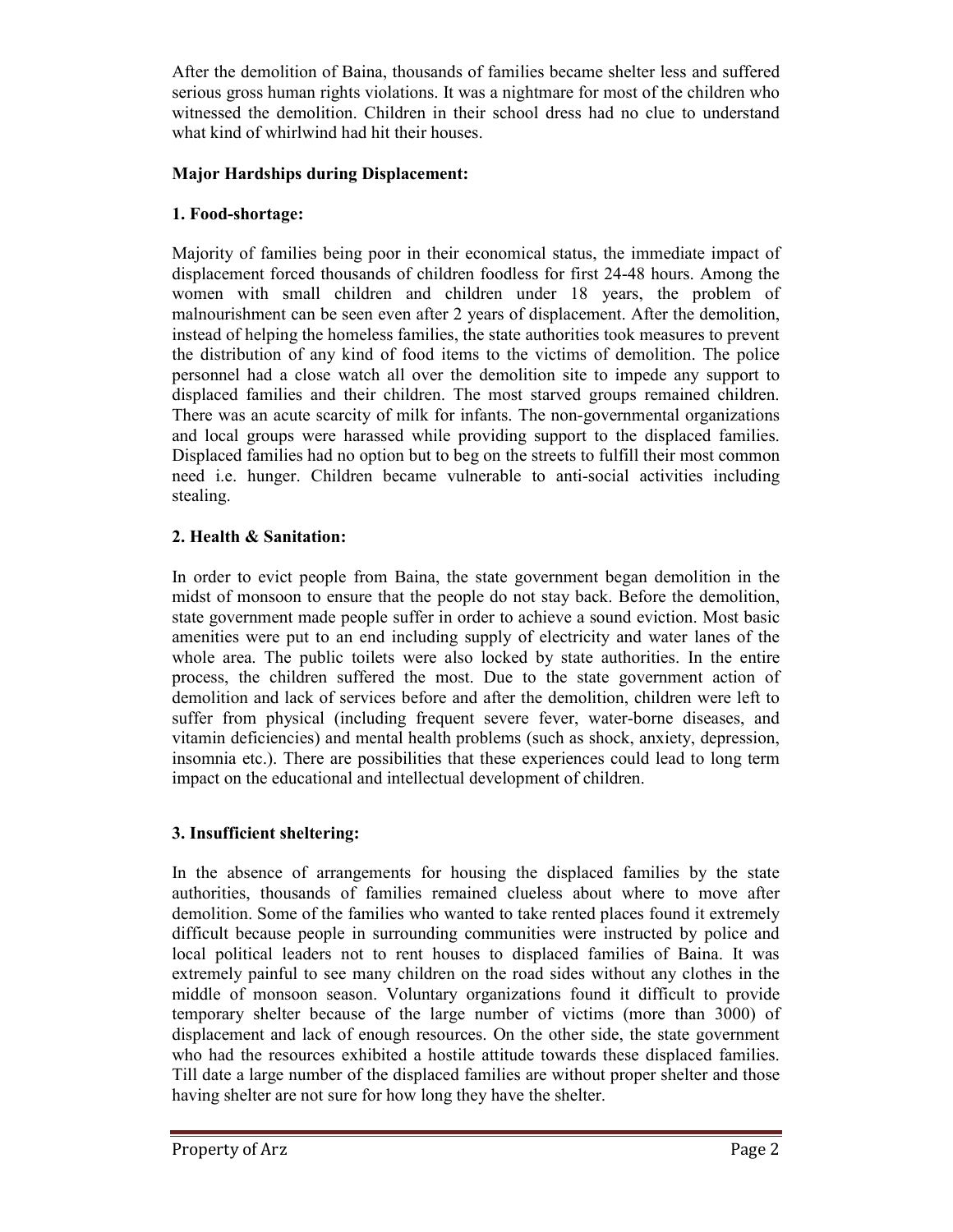After the demolition of Baina, thousands of families became shelter less and suffered serious gross human rights violations. It was a nightmare for most of the children who witnessed the demolition. Children in their school dress had no clue to understand what kind of whirlwind had hit their houses.

**Major Hardships during Displacement:**

**1. Food-shortage:**

Majority of families being poor in their economical status, the immediate impact of displacement forced thousands of children foodless for first 24-48 hours. Among the women with small children and children under 18 years, the problem of malnourishment can be seen even after 2 years of displacement. After the demolition, instead of helping the homeless families, the state authorities took measures to prevent the distribution of any kind of food items to the victims of demolition. The police personnel had a close watch all over the demolition site to impede any support to displaced families and their children. The most starved groups remained children. There was an acute scarcity of milk for infants. The non-governmental organizations and local groups were harassed while providing support to the displaced families. Displaced families had no option but to beg on the streets to fulfill their most common need i.e. hunger. Children became vulnerable to anti-social activities including stealing.

**2. Health & Sanitation:**

In order to evict people from Baina, the state government began demolition in the midst of monsoon to ensure that the people do not stay back. Before the demolition, state government made people suffer in order to achieve a sound eviction. Most basic amenities were put to an end including supply of electricity and water lanes of the whole area. The public toilets were also locked by state authorities. In the entire process, the children suffered the most. Due to the state government action of demolition and lack of services before and after the demolition, children were left to suffer from physical (including frequent severe fever, water-borne diseases, and vitamin deficiencies) and mental health problems (such as shock, anxiety, depression, insomnia etc.). There are possibilities that these experiences could lead to long term impact on the educational and intellectual development of children.

**3. Insufficient sheltering:**

In the absence of arrangements for housing the displaced families by the state authorities, thousands of families remained clueless about where to move after demolition. Some of the families who wanted to take rented places found it extremely difficult because people in surrounding communities were instructed by police and local political leaders not to rent houses to displaced families of Baina. It was extremely painful to see many children on the road sides without any clothes in the middle of monsoon season. Voluntary organizations found it difficult to provide temporary shelter because of the large number of victims (more than 3000) of displacement and lack of enough resources. On the other side, the state government who had the resources exhibited a hostile attitude towards these displaced families. Till date a large number of the displaced families are without proper shelter and those having shelter are not sure for how long they have the shelter.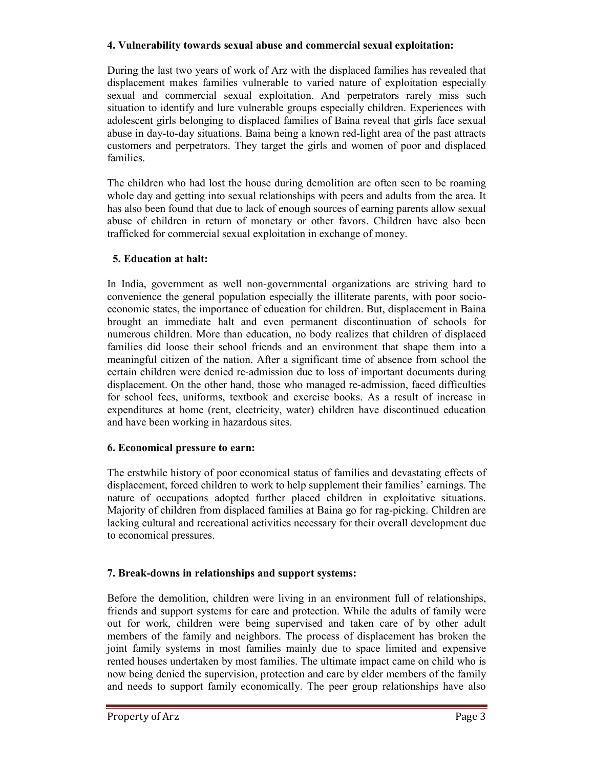### 4. Vulnerability towards sexual abuse and commercial sexual exploitation:

During the last two years of work of Arz with the displaced families has revealed that displacement makes families vulnerable to varied nature of exploitation especially sexual and commercial sexual exploitation. And perpetrators rarely miss such situation to identify and lure vulnerable groups especially children. Experiences with adolescent girls belonging to displaced families of Baina reveal that girls face sexual abuse in day-to-day situations. Baina being a known red-light area of the past attracts customers and perpetrators. They target the girls and women of poor and displaced families.

The children who had lost the house during demolition are often seen to be roaming whole day and getting into sexual relationships with peers and adults from the area. It has also been found that due to lack of enough sources of earning parents allow sexual abuse of children in return of monetary or other favors. Children have also been trafficked for commercial sexual exploitation in exchange of money.

### 5. Education at halt:

In India, government as well non-governmental organizations are striving hard to convenience the general population especially the illiterate parents, with poor socio-economic states, the importance of education for children. But, displacement in Baina brought an immediate halt and even permanent discontinuation of schools for numerous children. More than education, no body realizes that children of displaced families did loose their school friends and an environment that shape them into a meaningful citizen of the nation. After a significant time of absence from school the certain children were denied re-admission due to loss of important documents during displacement. On the other hand, those who managed re-admission, faced difficulties for school fees, uniforms, textbook and exercise books. As a result of increase in expenditures at home (rent, electricity, water) children have discontinued education and have been working in hazardous sites.

### 6. Economical pressure to earn:

The erstwhile history of poor economical status of families and devastating effects of displacement, forced children to work to help supplement their families' earnings. The nature of occupations adopted further placed children in exploitative situations. Majority of children from displaced families at Baina go for rag-picking. Children are lacking cultural and recreational activities necessary for their overall development due to economical pressures.

### 7. Break-downs in relationships and support systems:

Before the demolition, children were living in an environment full of relationships, friends and support systems for care and protection. While the adults of family were out for work, children were being supervised and taken care of by other adult members of the family and neighbors. The process of displacement has broken the joint family systems in most families mainly due to space limited and expensive rented houses undertaken by most families. The ultimate impact came on child who is now being denied the supervision, protection and care by elder members of the family and needs to support family economically. The peer group relationships have also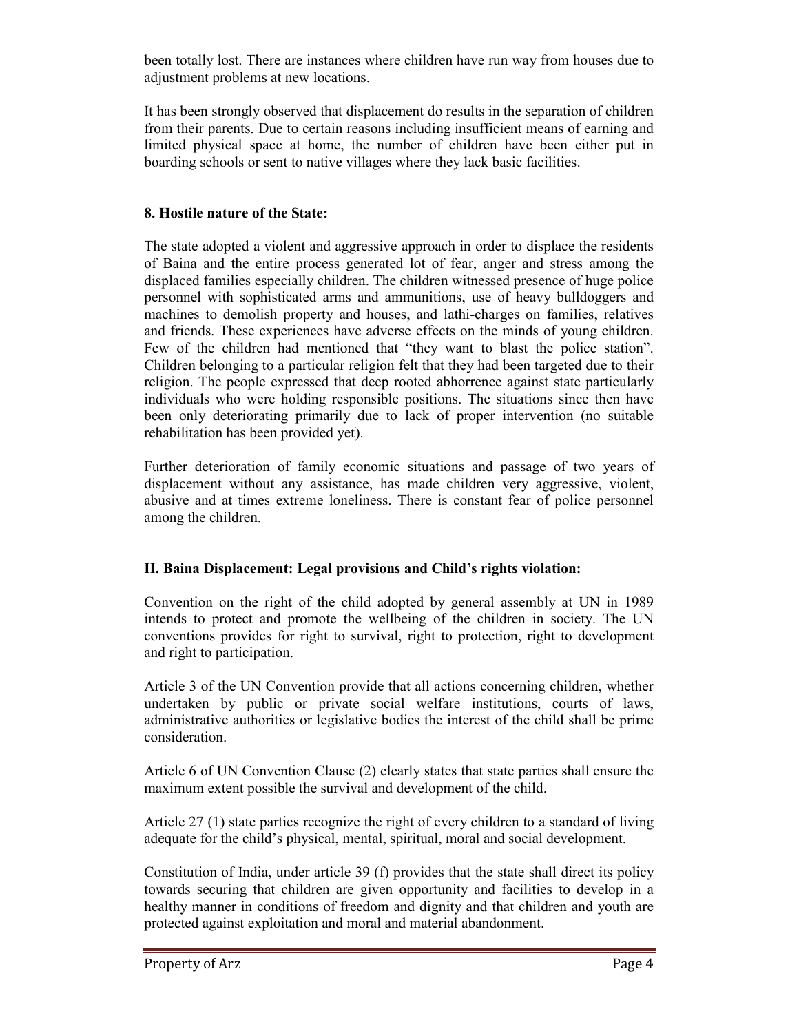been totally lost. There are instances where children have run way from houses due to adjustment problems at new locations.

It has been strongly observed that displacement do results in the separation of children from their parents. Due to certain reasons including insufficient means of earning and limited physical space at home, the number of children have been either put in boarding schools or sent to native villages where they lack basic facilities.

**8. Hostile nature of the State:**

The state adopted a violent and aggressive approach in order to displace the residents of Baina and the entire process generated lot of fear, anger and stress among the displaced families especially children. The children witnessed presence of huge police personnel with sophisticated arms and ammunitions, use of heavy bulldoggers and machines to demolish property and houses, and lathi-charges on families, relatives and friends. These experiences have adverse effects on the minds of young children. Few of the children had mentioned that "they want to blast the police station". Children belonging to a particular religion felt that they had been targeted due to their religion. The people expressed that deep rooted abhorrence against state particularly individuals who were holding responsible positions. The situations since then have been only deteriorating primarily due to lack of proper intervention (no suitable rehabilitation has been provided yet).

Further deterioration of family economic situations and passage of two years of displacement without any assistance, has made children very aggressive, violent, abusive and at times extreme loneliness. There is constant fear of police personnel among the children.

**II. Baina Displacement: Legal provisions and Child's rights violation:**

Convention on the right of the child adopted by general assembly at UN in 1989 intends to protect and promote the wellbeing of the children in society. The UN conventions provides for right to survival, right to protection, right to development and right to participation.

Article 3 of the UN Convention provide that all actions concerning children, whether undertaken by public or private social welfare institutions, courts of laws, administrative authorities or legislative bodies the interest of the child shall be prime consideration.

Article 6 of UN Convention Clause (2) clearly states that state parties shall ensure the maximum extent possible the survival and development of the child.

Article 27 (1) state parties recognize the right of every children to a standard of living adequate for the child's physical, mental, spiritual, moral and social development.

Constitution of India, under article 39 (f) provides that the state shall direct its policy towards securing that children are given opportunity and facilities to develop in a healthy manner in conditions of freedom and dignity and that children and youth are protected against exploitation and moral and material abandonment.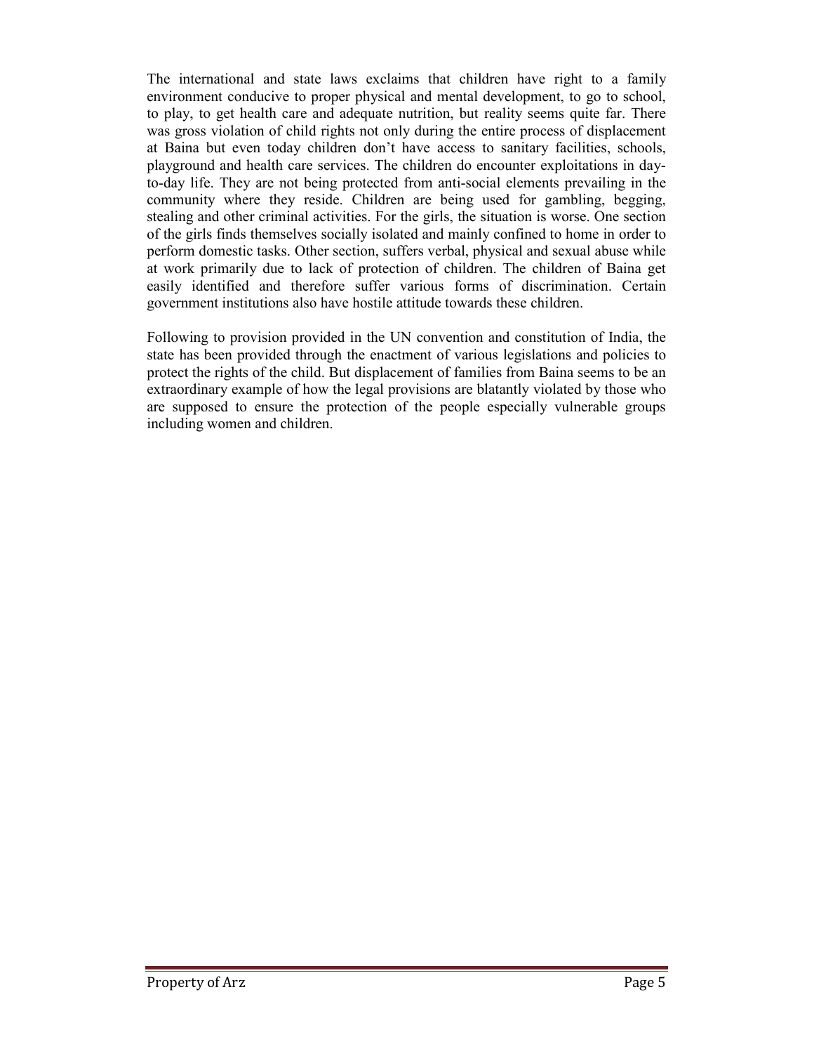The international and state laws exclaims that children have right to a family environment conducive to proper physical and mental development, to go to school, to play, to get health care and adequate nutrition, but reality seems quite far. There was gross violation of child rights not only during the entire process of displacement at Baina but even today children don't have access to sanitary facilities, schools, playground and health care services. The children do encounter exploitations in day-to-day life. They are not being protected from anti-social elements prevailing in the community where they reside. Children are being used for gambling, begging, stealing and other criminal activities. For the girls, the situation is worse. One section of the girls finds themselves socially isolated and mainly confined to home in order to perform domestic tasks. Other section, suffers verbal, physical and sexual abuse while at work primarily due to lack of protection of children. The children of Baina get easily identified and therefore suffer various forms of discrimination. Certain government institutions also have hostile attitude towards these children.

Following to provision provided in the UN convention and constitution of India, the state has been provided through the enactment of various legislations and policies to protect the rights of the child. But displacement of families from Baina seems to be an extraordinary example of how the legal provisions are blatantly violated by those who are supposed to ensure the protection of the people especially vulnerable groups including women and children.